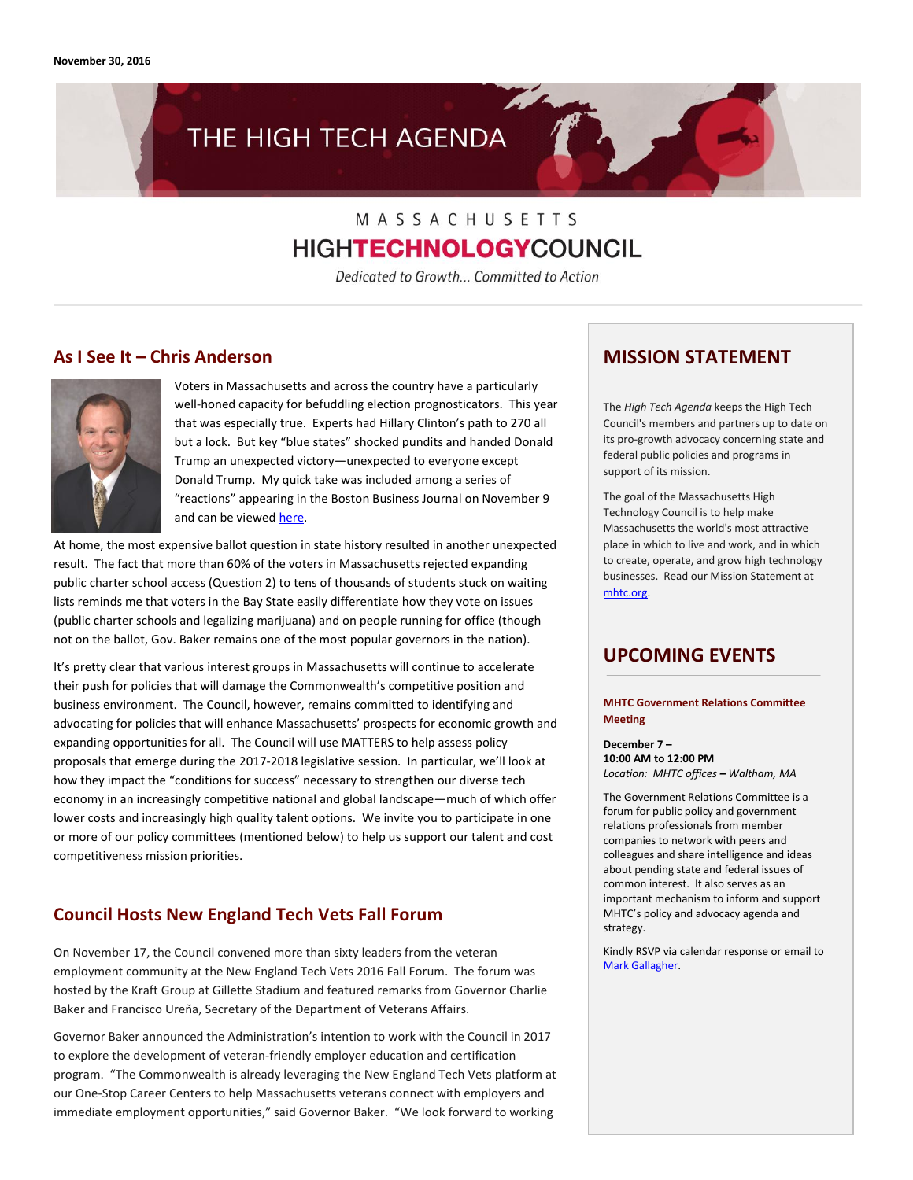November 30, 2016

# THE HIGH TECH AGENDA

MASSACHUSETTS
**HIGHTECHNOLOGYCOUNCIL**
*Dedicated to Growth... Committed to Action*

## As I See It – Chris Anderson

Voters in Massachusetts and across the country have a particularly well-honed capacity for befuddling election prognosticators. This year that was especially true. Experts had Hillary Clinton's path to 270 all but a lock. But key "blue states" shocked pundits and handed Donald Trump an unexpected victory—unexpected to everyone except Donald Trump. My quick take was included among a series of "reactions" appearing in the Boston Business Journal on November 9 and can be viewed [here](#).

At home, the most expensive ballot question in state history resulted in another unexpected result. The fact that more than 60% of the voters in Massachusetts rejected expanding public charter school access (Question 2) to tens of thousands of students stuck on waiting lists reminds me that voters in the Bay State easily differentiate how they vote on issues (public charter schools and legalizing marijuana) and on people running for office (though not on the ballot, Gov. Baker remains one of the most popular governors in the nation).

It's pretty clear that various interest groups in Massachusetts will continue to accelerate their push for policies that will damage the Commonwealth's competitive position and business environment. The Council, however, remains committed to identifying and advocating for policies that will enhance Massachusetts' prospects for economic growth and expanding opportunities for all. The Council will use MATTERS to help assess policy proposals that emerge during the 2017-2018 legislative session. In particular, we'll look at how they impact the "conditions for success" necessary to strengthen our diverse tech economy in an increasingly competitive national and global landscape—much of which offer lower costs and increasingly high quality talent options. We invite you to participate in one or more of our policy committees (mentioned below) to help us support our talent and cost competitiveness mission priorities.

## Council Hosts New England Tech Vets Fall Forum

On November 17, the Council convened more than sixty leaders from the veteran employment community at the New England Tech Vets 2016 Fall Forum. The forum was hosted by the Kraft Group at Gillette Stadium and featured remarks from Governor Charlie Baker and Francisco Ureña, Secretary of the Department of Veterans Affairs.

Governor Baker announced the Administration's intention to work with the Council in 2017 to explore the development of veteran-friendly employer education and certification program. "The Commonwealth is already leveraging the New England Tech Vets platform at our One-Stop Career Centers to help Massachusetts veterans connect with employers and immediate employment opportunities," said Governor Baker. "We look forward to working

## MISSION STATEMENT

The *High Tech Agenda* keeps the High Tech Council's members and partners up to date on its pro-growth advocacy concerning state and federal public policies and programs in support of its mission.

The goal of the Massachusetts High Technology Council is to help make Massachusetts the world's most attractive place in which to live and work, and in which to create, operate, and grow high technology businesses. Read our Mission Statement at [mhtc.org](#).

## UPCOMING EVENTS

**MHTC Government Relations Committee Meeting**

**December 7 –**
**10:00 AM to 12:00 PM**
*Location: MHTC offices* **–** *Waltham, MA*

The Government Relations Committee is a forum for public policy and government relations professionals from member companies to network with peers and colleagues and share intelligence and ideas about pending state and federal issues of common interest. It also serves as an important mechanism to inform and support MHTC's policy and advocacy agenda and strategy.

Kindly RSVP via calendar response or email to [Mark Gallagher](#).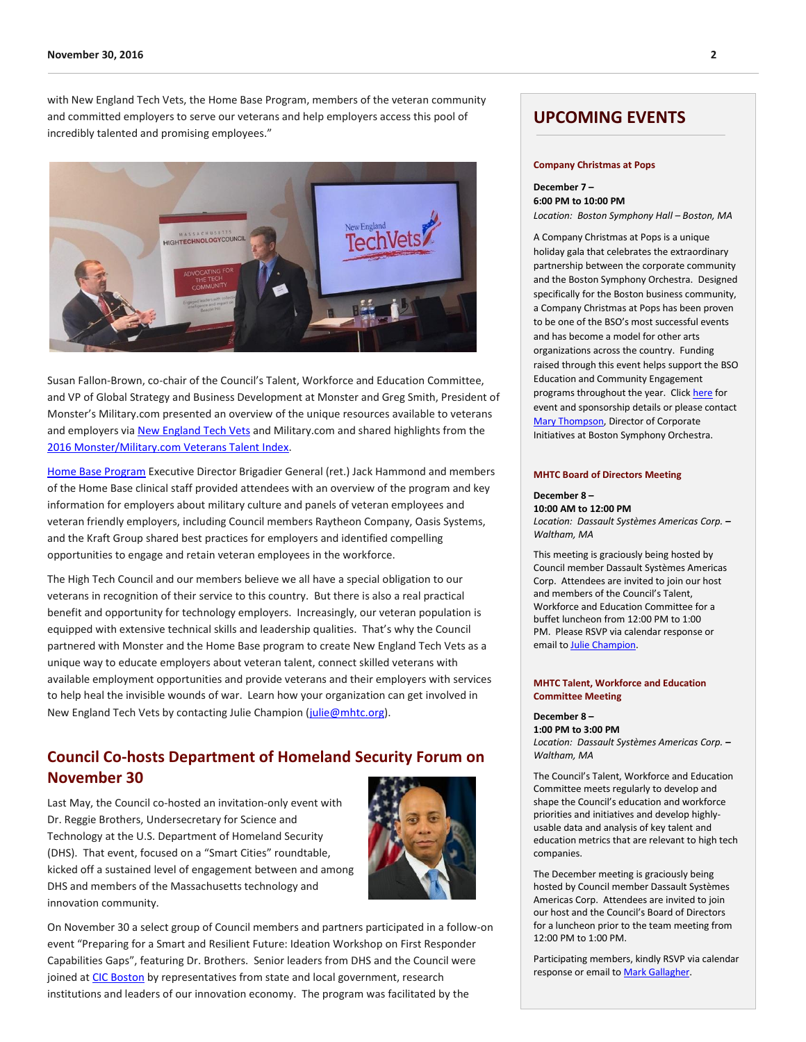with New England Tech Vets, the Home Base Program, members of the veteran community and committed employers to serve our veterans and help employers access this pool of incredibly talented and promising employees."

Susan Fallon-Brown, co-chair of the Council's Talent, Workforce and Education Committee, and VP of Global Strategy and Business Development at Monster and Greg Smith, President of Monster's Military.com presented an overview of the unique resources available to veterans and employers via New England Tech Vets and Military.com and shared highlights from the 2016 Monster/Military.com Veterans Talent Index.

Home Base Program Executive Director Brigadier General (ret.) Jack Hammond and members of the Home Base clinical staff provided attendees with an overview of the program and key information for employers about military culture and panels of veteran employees and veteran friendly employers, including Council members Raytheon Company, Oasis Systems, and the Kraft Group shared best practices for employers and identified compelling opportunities to engage and retain veteran employees in the workforce.

The High Tech Council and our members believe we all have a special obligation to our veterans in recognition of their service to this country. But there is also a real practical benefit and opportunity for technology employers. Increasingly, our veteran population is equipped with extensive technical skills and leadership qualities. That's why the Council partnered with Monster and the Home Base program to create New England Tech Vets as a unique way to educate employers about veteran talent, connect skilled veterans with available employment opportunities and provide veterans and their employers with services to help heal the invisible wounds of war. Learn how your organization can get involved in New England Tech Vets by contacting Julie Champion (julie@mhtc.org).

## Council Co-hosts Department of Homeland Security Forum on November 30

Last May, the Council co-hosted an invitation-only event with Dr. Reggie Brothers, Undersecretary for Science and Technology at the U.S. Department of Homeland Security (DHS). That event, focused on a "Smart Cities" roundtable, kicked off a sustained level of engagement between and among DHS and members of the Massachusetts technology and innovation community.

On November 30 a select group of Council members and partners participated in a follow-on event "Preparing for a Smart and Resilient Future: Ideation Workshop on First Responder Capabilities Gaps", featuring Dr. Brothers. Senior leaders from DHS and the Council were joined at CIC Boston by representatives from state and local government, research institutions and leaders of our innovation economy. The program was facilitated by the

## UPCOMING EVENTS

### Company Christmas at Pops

**December 7 –**
**6:00 PM to 10:00 PM**
*Location: Boston Symphony Hall – Boston, MA*

A Company Christmas at Pops is a unique holiday gala that celebrates the extraordinary partnership between the corporate community and the Boston Symphony Orchestra. Designed specifically for the Boston business community, a Company Christmas at Pops has been proven to be one of the BSO's most successful events and has become a model for other arts organizations across the country. Funding raised through this event helps support the BSO Education and Community Engagement programs throughout the year. Click here for event and sponsorship details or please contact Mary Thompson, Director of Corporate Initiatives at Boston Symphony Orchestra.

### MHTC Board of Directors Meeting

**December 8 –**
**10:00 AM to 12:00 PM**
*Location: Dassault Systèmes Americas Corp. – Waltham, MA*

This meeting is graciously being hosted by Council member Dassault Systèmes Americas Corp. Attendees are invited to join our host and members of the Council's Talent, Workforce and Education Committee for a buffet luncheon from 12:00 PM to 1:00 PM. Please RSVP via calendar response or email to Julie Champion.

### MHTC Talent, Workforce and Education Committee Meeting

**December 8 –**
**1:00 PM to 3:00 PM**
*Location: Dassault Systèmes Americas Corp. – Waltham, MA*

The Council's Talent, Workforce and Education Committee meets regularly to develop and shape the Council's education and workforce priorities and initiatives and develop highly-usable data and analysis of key talent and education metrics that are relevant to high tech companies.

The December meeting is graciously being hosted by Council member Dassault Systèmes Americas Corp. Attendees are invited to join our host and the Council's Board of Directors for a luncheon prior to the team meeting from 12:00 PM to 1:00 PM.

Participating members, kindly RSVP via calendar response or email to Mark Gallagher.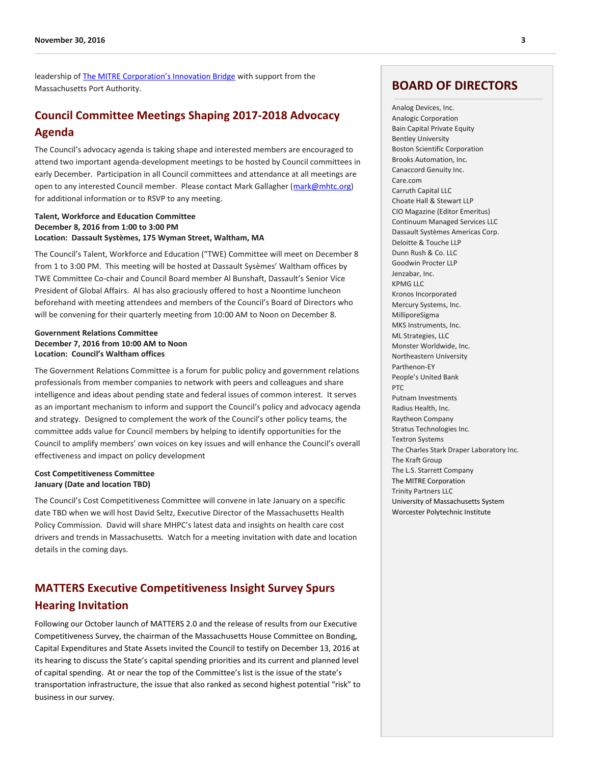leadership of [The MITRE Corporation's Innovation Bridge] with support from the Massachusetts Port Authority.

## Council Committee Meetings Shaping 2017-2018 Advocacy Agenda

The Council's advocacy agenda is taking shape and interested members are encouraged to attend two important agenda-development meetings to be hosted by Council committees in early December. Participation in all Council committees and attendance at all meetings are open to any interested Council member. Please contact Mark Gallagher (mark@mhtc.org) for additional information or to RSVP to any meeting.

**Talent, Workforce and Education Committee**
**December 8, 2016 from 1:00 to 3:00 PM**
**Location: Dassault Systèmes, 175 Wyman Street, Waltham, MA**

The Council's Talent, Workforce and Education ("TWE) Committee will meet on December 8 from 1 to 3:00 PM. This meeting will be hosted at Dassault Sysèmes' Waltham offices by TWE Committee Co-chair and Council Board member Al Bunshaft, Dassault's Senior Vice President of Global Affairs. Al has also graciously offered to host a Noontime luncheon beforehand with meeting attendees and members of the Council's Board of Directors who will be convening for their quarterly meeting from 10:00 AM to Noon on December 8.

**Government Relations Committee**
**December 7, 2016 from 10:00 AM to Noon**
**Location: Council's Waltham offices**

The Government Relations Committee is a forum for public policy and government relations professionals from member companies to network with peers and colleagues and share intelligence and ideas about pending state and federal issues of common interest. It serves as an important mechanism to inform and support the Council's policy and advocacy agenda and strategy. Designed to complement the work of the Council's other policy teams, the committee adds value for Council members by helping to identify opportunities for the Council to amplify members' own voices on key issues and will enhance the Council's overall effectiveness and impact on policy development

**Cost Competitiveness Committee**
**January (Date and location TBD)**

The Council's Cost Competitiveness Committee will convene in late January on a specific date TBD when we will host David Seltz, Executive Director of the Massachusetts Health Policy Commission. David will share MHPC's latest data and insights on health care cost drivers and trends in Massachusetts. Watch for a meeting invitation with date and location details in the coming days.

## MATTERS Executive Competitiveness Insight Survey Spurs Hearing Invitation

Following our October launch of MATTERS 2.0 and the release of results from our Executive Competitiveness Survey, the chairman of the Massachusetts House Committee on Bonding, Capital Expenditures and State Assets invited the Council to testify on December 13, 2016 at its hearing to discuss the State's capital spending priorities and its current and planned level of capital spending. At or near the top of the Committee's list is the issue of the state's transportation infrastructure, the issue that also ranked as second highest potential "risk" to business in our survey.

## BOARD OF DIRECTORS

Analog Devices, Inc.
Analogic Corporation
Bain Capital Private Equity
Bentley University
Boston Scientific Corporation
Brooks Automation, Inc.
Canaccord Genuity Inc.
Care.com
Carruth Capital LLC
Choate Hall & Stewart LLP
CIO Magazine (Editor Emeritus)
Continuum Managed Services LLC
Dassault Systèmes Americas Corp.
Deloitte & Touche LLP
Dunn Rush & Co. LLC
Goodwin Procter LLP
Jenzabar, Inc.
KPMG LLC
Kronos Incorporated
Mercury Systems, Inc.
MilliporeSigma
MKS Instruments, Inc.
ML Strategies, LLC
Monster Worldwide, Inc.
Northeastern University
Parthenon-EY
People's United Bank
PTC
Putnam Investments
Radius Health, Inc.
Raytheon Company
Stratus Technologies Inc.
Textron Systems
The Charles Stark Draper Laboratory Inc.
The Kraft Group
The L.S. Starrett Company
The MITRE Corporation
Trinity Partners LLC
University of Massachusetts System
Worcester Polytechnic Institute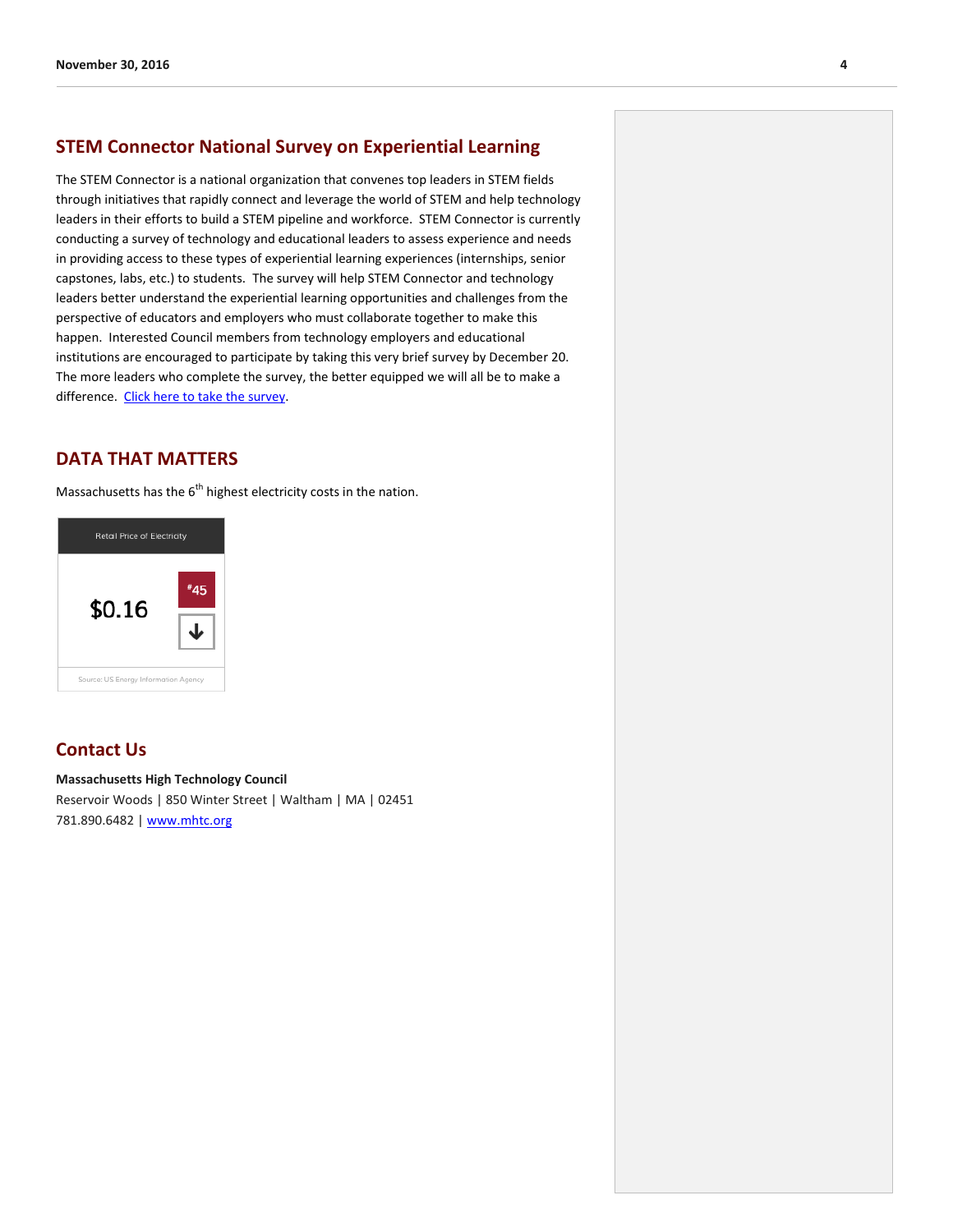## STEM Connector National Survey on Experiential Learning

The STEM Connector is a national organization that convenes top leaders in STEM fields through initiatives that rapidly connect and leverage the world of STEM and help technology leaders in their efforts to build a STEM pipeline and workforce. STEM Connector is currently conducting a survey of technology and educational leaders to assess experience and needs in providing access to these types of experiential learning experiences (internships, senior capstones, labs, etc.) to students. The survey will help STEM Connector and technology leaders better understand the experiential learning opportunities and challenges from the perspective of educators and employers who must collaborate together to make this happen. Interested Council members from technology employers and educational institutions are encouraged to participate by taking this very brief survey by December 20. The more leaders who complete the survey, the better equipped we will all be to make a difference. [Click here to take the survey](#).

## DATA THAT MATTERS

Massachusetts has the 6th highest electricity costs in the nation.

Retail Price of Electricity

$0.16

#45

Source: US Energy Information Agency

## Contact Us

**Massachusetts High Technology Council**
Reservoir Woods | 850 Winter Street | Waltham | MA | 02451
781.890.6482 | [www.mhtc.org](http://www.mhtc.org)